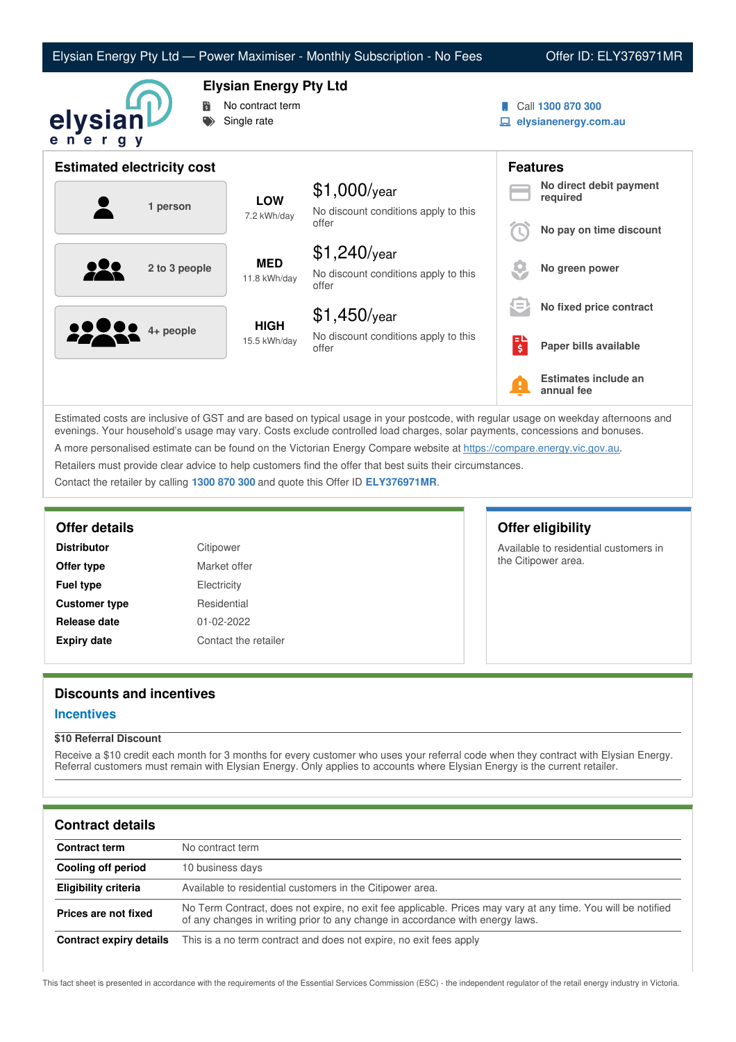# Elysian Energy Pty Ltd — Power Maximiser - Monthly Subscription - No Fees

Offer ID: ELY376971MR

## Elysian Energy Pty Ltd

- No contract term
- Single rate

Call **1300 870 300**

**elysianenergy.com.au**

## Estimated electricity cost

| Household | Usage | Cost |
|---|---|---|
| 1 person | **LOW** 7.2 kWh/day | $1,000/year<br>No discount conditions apply to this offer |
| 2 to 3 people | **MED** 11.8 kWh/day | $1,240/year<br>No discount conditions apply to this offer |
| 4+ people | **HIGH** 15.5 kWh/day | $1,450/year<br>No discount conditions apply to this offer |

## Features

- **No direct debit payment required**
- **No pay on time discount**
- **No green power**
- **No fixed price contract**
- **Paper bills available**
- **Estimates include an annual fee**

Estimated costs are inclusive of GST and are based on typical usage in your postcode, with regular usage on weekday afternoons and evenings. Your household's usage may vary. Costs exclude controlled load charges, solar payments, concessions and bonuses.

A more personalised estimate can be found on the Victorian Energy Compare website at https://compare.energy.vic.gov.au.

Retailers must provide clear advice to help customers find the offer that best suits their circumstances.

Contact the retailer by calling **1300 870 300** and quote this Offer ID **ELY376971MR**.

## Offer details

| | |
|---|---|
| **Distributor** | Citipower |
| **Offer type** | Market offer |
| **Fuel type** | Electricity |
| **Customer type** | Residential |
| **Release date** | 01-02-2022 |
| **Expiry date** | Contact the retailer |

## Offer eligibility

Available to residential customers in the Citipower area.

## Discounts and incentives

### Incentives

**$10 Referral Discount**

Receive a $10 credit each month for 3 months for every customer who uses your referral code when they contract with Elysian Energy. Referral customers must remain with Elysian Energy. Only applies to accounts where Elysian Energy is the current retailer.

## Contract details

| | |
|---|---|
| **Contract term** | No contract term |
| **Cooling off period** | 10 business days |
| **Eligibility criteria** | Available to residential customers in the Citipower area. |
| **Prices are not fixed** | No Term Contract, does not expire, no exit fee applicable. Prices may vary at any time. You will be notified of any changes in writing prior to any change in accordance with energy laws. |
| **Contract expiry details** | This is a no term contract and does not expire, no exit fees apply |

This fact sheet is presented in accordance with the requirements of the Essential Services Commission (ESC) - the independent regulator of the retail energy industry in Victoria.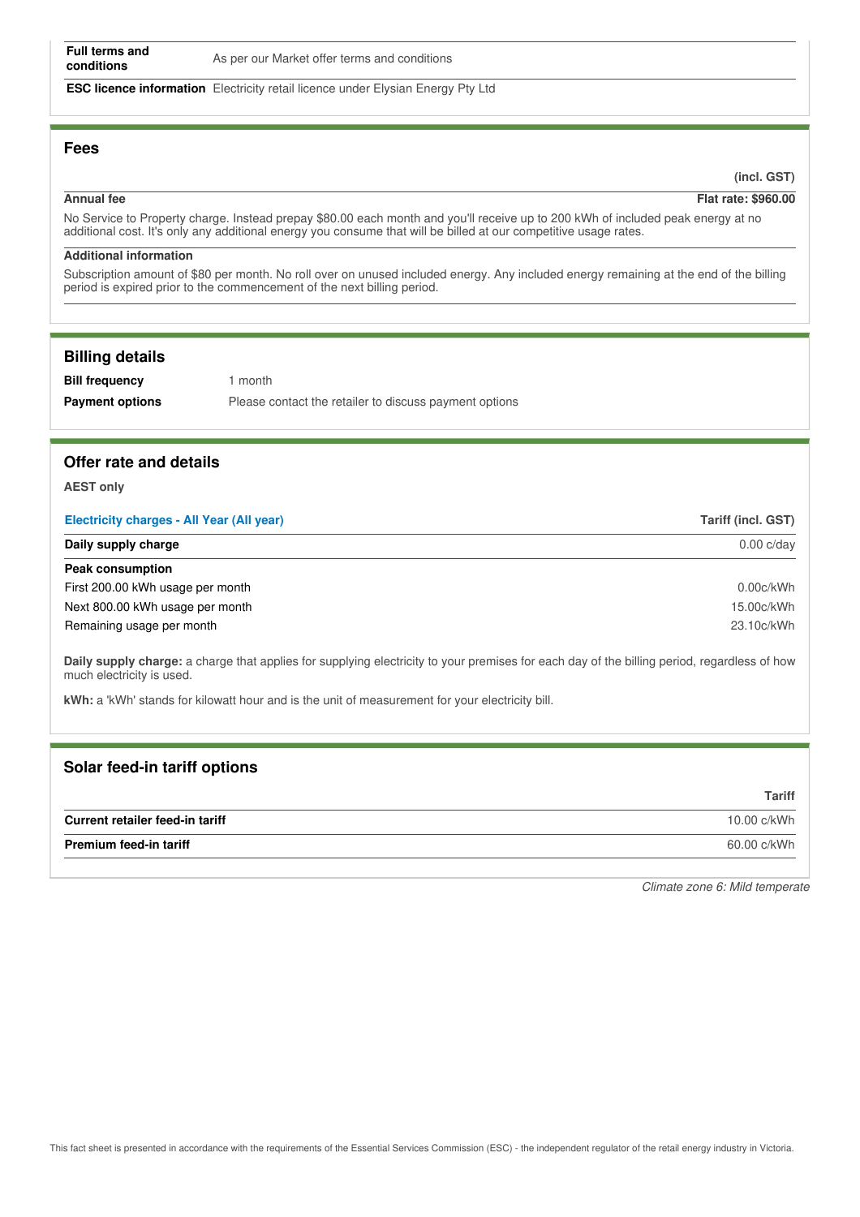| | |
|---|---|
| **Full terms and conditions** | As per our Market offer terms and conditions |
| **ESC licence information** | Electricity retail licence under Elysian Energy Pty Ltd |

## Fees

| | (incl. GST) |
|---|---|
| **Annual fee** | **Flat rate: $960.00** |

No Service to Property charge. Instead prepay $80.00 each month and you'll receive up to 200 kWh of included peak energy at no additional cost. It's only any additional energy you consume that will be billed at our competitive usage rates.

**Additional information**

Subscription amount of $80 per month. No roll over on unused included energy. Any included energy remaining at the end of the billing period is expired prior to the commencement of the next billing period.

## Billing details

| | |
|---|---|
| **Bill frequency** | 1 month |
| **Payment options** | Please contact the retailer to discuss payment options |

## Offer rate and details

**AEST only**

| Electricity charges - All Year (All year) | Tariff (incl. GST) |
|---|---|
| **Daily supply charge** | 0.00 c/day |
| **Peak consumption** | |
| First 200.00 kWh usage per month | 0.00c/kWh |
| Next 800.00 kWh usage per month | 15.00c/kWh |
| Remaining usage per month | 23.10c/kWh |

**Daily supply charge:** a charge that applies for supplying electricity to your premises for each day of the billing period, regardless of how much electricity is used.

**kWh:** a 'kWh' stands for kilowatt hour and is the unit of measurement for your electricity bill.

## Solar feed-in tariff options

| | Tariff |
|---|---|
| **Current retailer feed-in tariff** | 10.00 c/kWh |
| **Premium feed-in tariff** | 60.00 c/kWh |

*Climate zone 6: Mild temperate*

This fact sheet is presented in accordance with the requirements of the Essential Services Commission (ESC) - the independent regulator of the retail energy industry in Victoria.